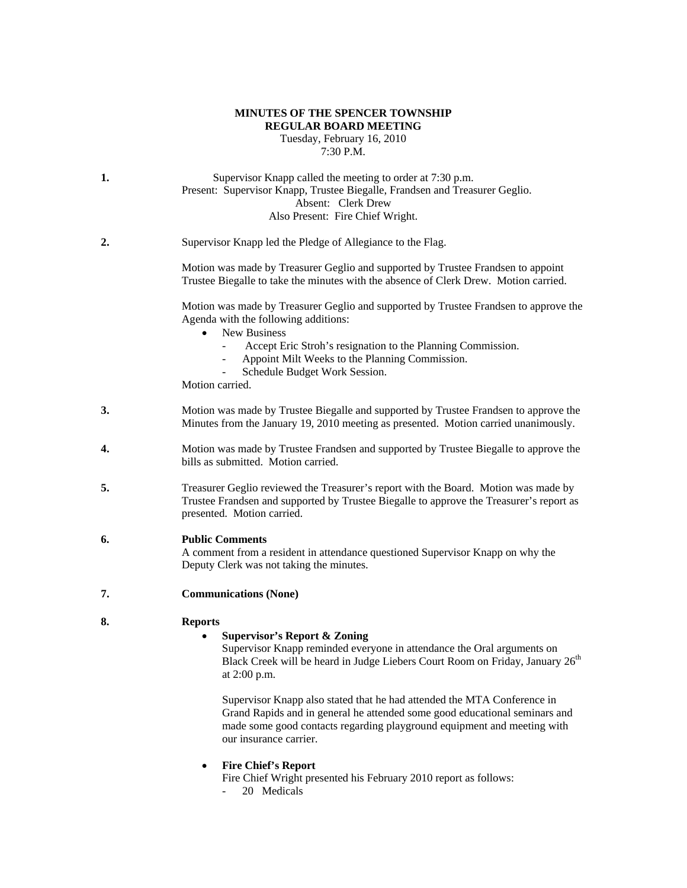**MINUTES OF THE SPENCER TOWNSHIP**
**REGULAR BOARD MEETING**
Tuesday, February 16, 2010
7:30 P.M.

**1.** Supervisor Knapp called the meeting to order at 7:30 p.m.
Present: Supervisor Knapp, Trustee Biegalle, Frandsen and Treasurer Geglio.
Absent: Clerk Drew
Also Present: Fire Chief Wright.

**2.** Supervisor Knapp led the Pledge of Allegiance to the Flag.

Motion was made by Treasurer Geglio and supported by Trustee Frandsen to appoint Trustee Biegalle to take the minutes with the absence of Clerk Drew. Motion carried.

Motion was made by Treasurer Geglio and supported by Trustee Frandsen to approve the Agenda with the following additions:

- New Business
  - Accept Eric Stroh's resignation to the Planning Commission.
  - Appoint Milt Weeks to the Planning Commission.
  - Schedule Budget Work Session.

Motion carried.

**3.** Motion was made by Trustee Biegalle and supported by Trustee Frandsen to approve the Minutes from the January 19, 2010 meeting as presented. Motion carried unanimously.

**4.** Motion was made by Trustee Frandsen and supported by Trustee Biegalle to approve the bills as submitted. Motion carried.

**5.** Treasurer Geglio reviewed the Treasurer's report with the Board. Motion was made by Trustee Frandsen and supported by Trustee Biegalle to approve the Treasurer's report as presented. Motion carried.

**6. Public Comments**
A comment from a resident in attendance questioned Supervisor Knapp on why the Deputy Clerk was not taking the minutes.

**7. Communications (None)**

**8. Reports**

- **Supervisor's Report & Zoning**
  Supervisor Knapp reminded everyone in attendance the Oral arguments on Black Creek will be heard in Judge Liebers Court Room on Friday, January 26th at 2:00 p.m.

  Supervisor Knapp also stated that he had attended the MTA Conference in Grand Rapids and in general he attended some good educational seminars and made some good contacts regarding playground equipment and meeting with our insurance carrier.

- **Fire Chief's Report**
  Fire Chief Wright presented his February 2010 report as follows:
  - 20 Medicals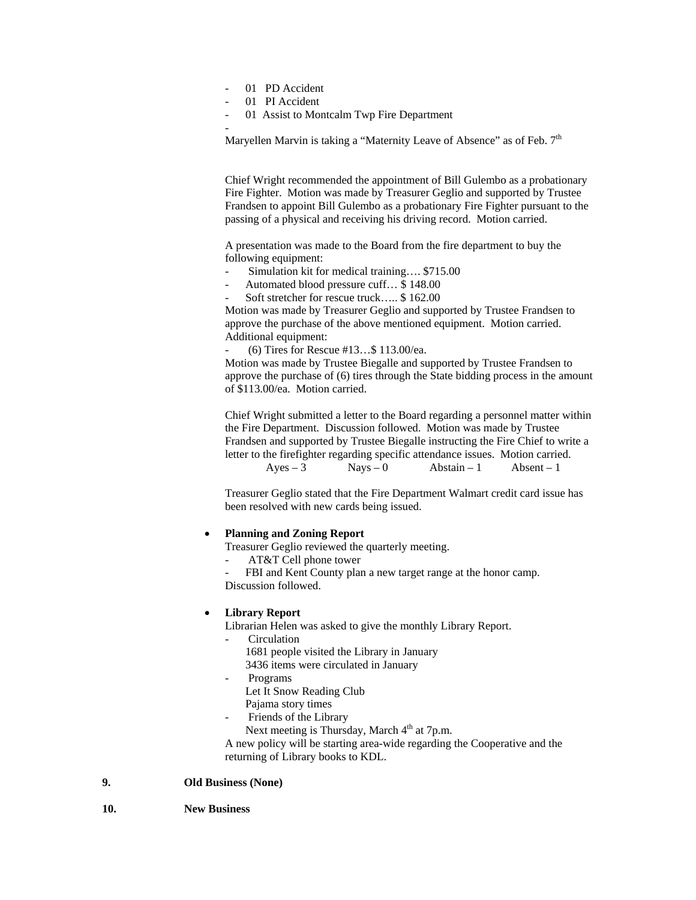- 01 PD Accident
- 01 PI Accident
- 01 Assist to Montcalm Twp Fire Department
-

Maryellen Marvin is taking a “Maternity Leave of Absence” as of Feb. 7th

Chief Wright recommended the appointment of Bill Gulembo as a probationary Fire Fighter. Motion was made by Treasurer Geglio and supported by Trustee Frandsen to appoint Bill Gulembo as a probationary Fire Fighter pursuant to the passing of a physical and receiving his driving record. Motion carried.

A presentation was made to the Board from the fire department to buy the following equipment:

- Simulation kit for medical training…. $715.00
- Automated blood pressure cuff… $ 148.00
- Soft stretcher for rescue truck….. $ 162.00

Motion was made by Treasurer Geglio and supported by Trustee Frandsen to approve the purchase of the above mentioned equipment. Motion carried.
Additional equipment:

- (6) Tires for Rescue #13…$ 113.00/ea.

Motion was made by Trustee Biegalle and supported by Trustee Frandsen to approve the purchase of (6) tires through the State bidding process in the amount of $113.00/ea. Motion carried.

Chief Wright submitted a letter to the Board regarding a personnel matter within the Fire Department. Discussion followed. Motion was made by Trustee Frandsen and supported by Trustee Biegalle instructing the Fire Chief to write a letter to the firefighter regarding specific attendance issues. Motion carried.

Ayes – 3 Nays – 0 Abstain – 1 Absent – 1

Treasurer Geglio stated that the Fire Department Walmart credit card issue has been resolved with new cards being issued.

- **Planning and Zoning Report**

  Treasurer Geglio reviewed the quarterly meeting.
  - AT&T Cell phone tower
  - FBI and Kent County plan a new target range at the honor camp.

  Discussion followed.

- **Library Report**

  Librarian Helen was asked to give the monthly Library Report.
  - Circulation
    1681 people visited the Library in January
    3436 items were circulated in January
  - Programs
    Let It Snow Reading Club
    Pajama story times
  - Friends of the Library
    Next meeting is Thursday, March 4th at 7p.m.

  A new policy will be starting area-wide regarding the Cooperative and the returning of Library books to KDL.

**9. Old Business (None)**

**10. New Business**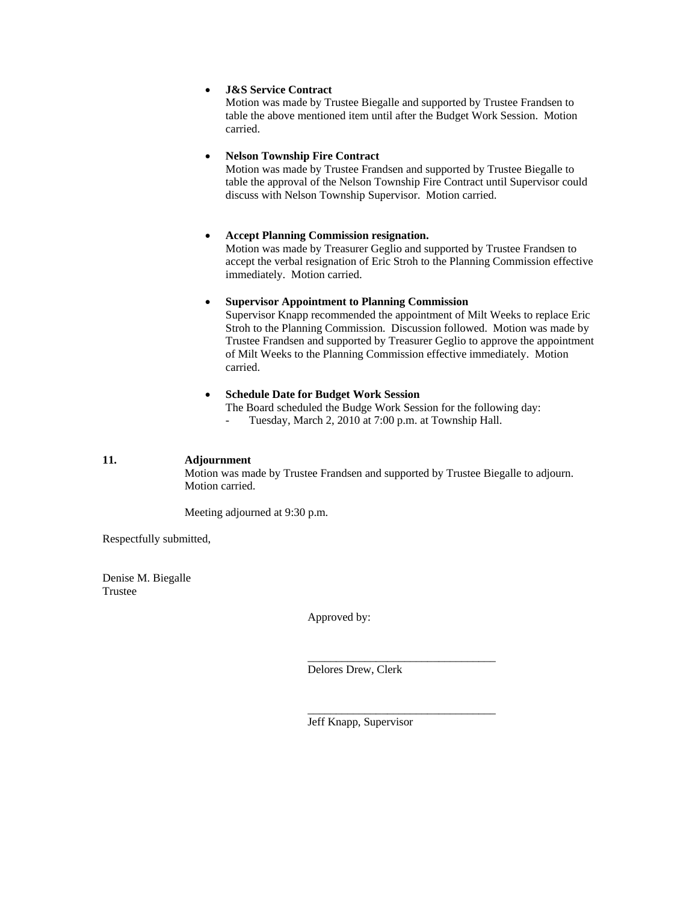- **J&S Service Contract**
  Motion was made by Trustee Biegalle and supported by Trustee Frandsen to table the above mentioned item until after the Budget Work Session. Motion carried.

- **Nelson Township Fire Contract**
  Motion was made by Trustee Frandsen and supported by Trustee Biegalle to table the approval of the Nelson Township Fire Contract until Supervisor could discuss with Nelson Township Supervisor. Motion carried.

- **Accept Planning Commission resignation.**
  Motion was made by Treasurer Geglio and supported by Trustee Frandsen to accept the verbal resignation of Eric Stroh to the Planning Commission effective immediately. Motion carried.

- **Supervisor Appointment to Planning Commission**
  Supervisor Knapp recommended the appointment of Milt Weeks to replace Eric Stroh to the Planning Commission. Discussion followed. Motion was made by Trustee Frandsen and supported by Treasurer Geglio to approve the appointment of Milt Weeks to the Planning Commission effective immediately. Motion carried.

- **Schedule Date for Budget Work Session**
  The Board scheduled the Budge Work Session for the following day:
  - Tuesday, March 2, 2010 at 7:00 p.m. at Township Hall.

**11. Adjournment**

Motion was made by Trustee Frandsen and supported by Trustee Biegalle to adjourn. Motion carried.

Meeting adjourned at 9:30 p.m.

Respectfully submitted,

Denise M. Biegalle
Trustee

Approved by:

_________________________________
Delores Drew, Clerk

_________________________________
Jeff Knapp, Supervisor